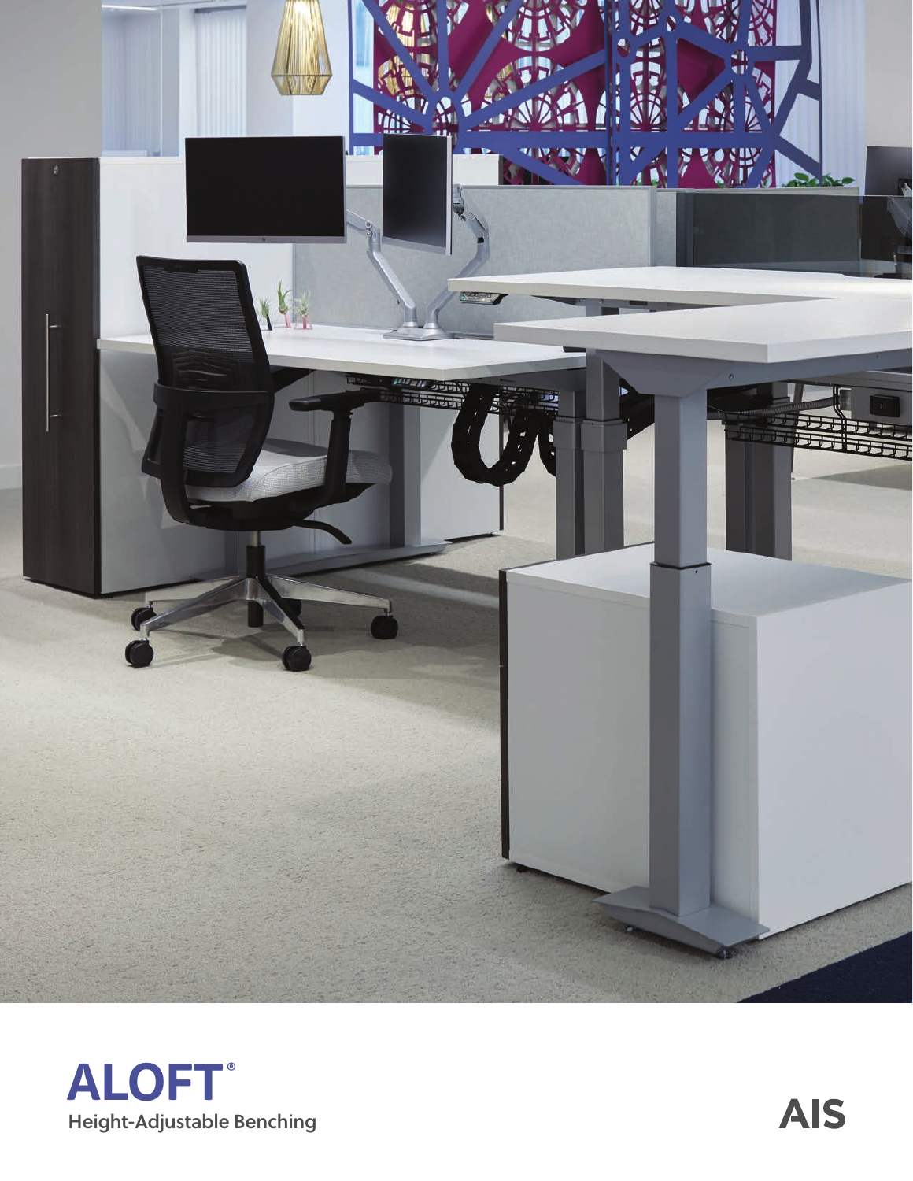# ALOFT®

Height-Adjustable Benching

AIS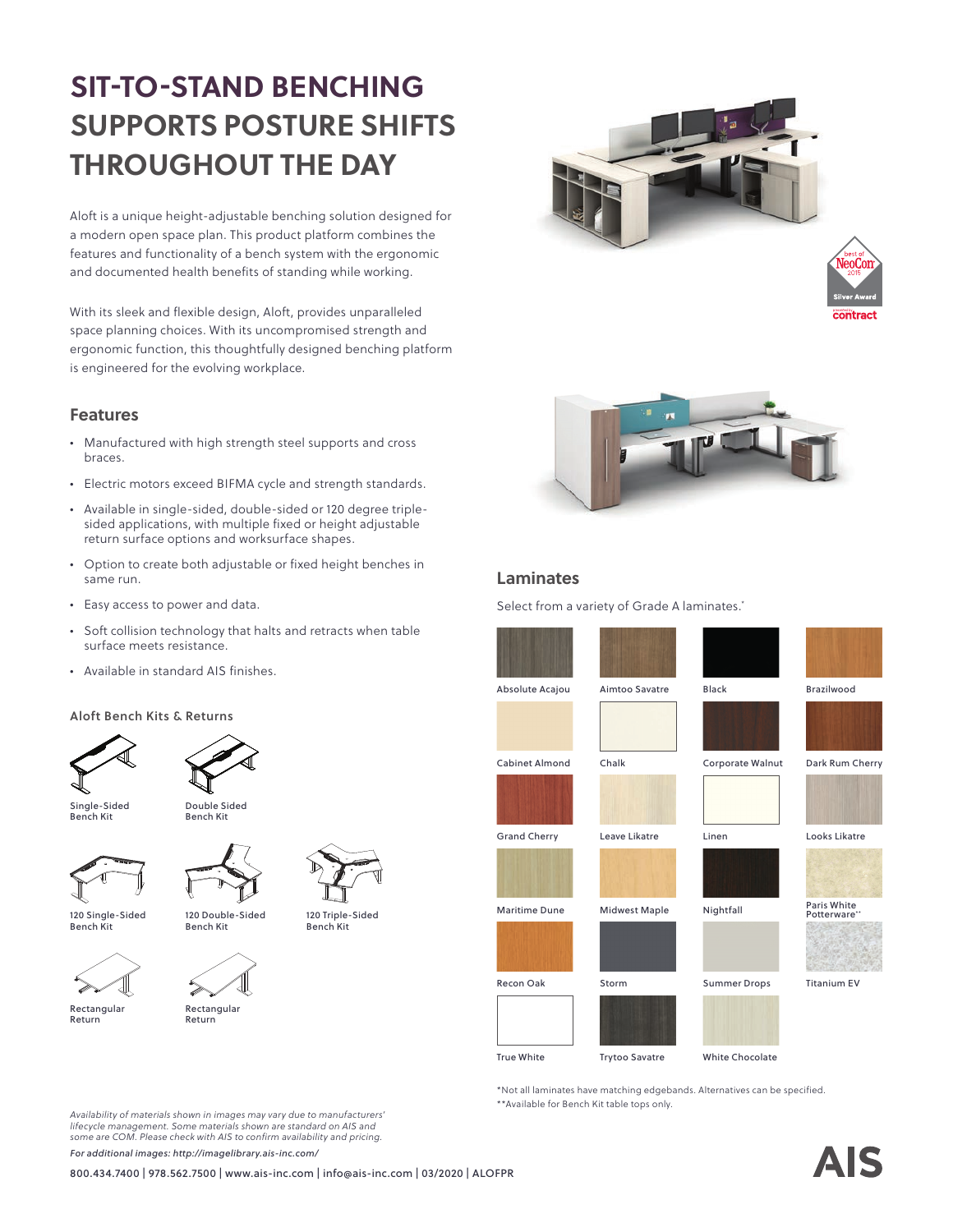# SIT-TO-STAND BENCHING SUPPORTS POSTURE SHIFTS THROUGHOUT THE DAY

Aloft is a unique height-adjustable benching solution designed for a modern open space plan. This product platform combines the features and functionality of a bench system with the ergonomic and documented health benefits of standing while working.

With its sleek and flexible design, Aloft, provides unparalleled space planning choices. With its uncompromised strength and ergonomic function, this thoughtfully designed benching platform is engineered for the evolving workplace.

best of NeoCon 2015 Silver Award contract

## Features

- Manufactured with high strength steel supports and cross braces.
- Electric motors exceed BIFMA cycle and strength standards.
- Available in single-sided, double-sided or 120 degree triple-sided applications, with multiple fixed or height adjustable return surface options and worksurface shapes.
- Option to create both adjustable or fixed height benches in same run.
- Easy access to power and data.
- Soft collision technology that halts and retracts when table surface meets resistance.
- Available in standard AIS finishes.

### Aloft Bench Kits & Returns

Single-Sided Bench Kit

Double Sided Bench Kit

120 Single-Sided Bench Kit

120 Double-Sided Bench Kit

120 Triple-Sided Bench Kit

Rectangular Return

Rectangular Return

## Laminates

Select from a variety of Grade A laminates.*

Absolute Acajou

Aimtoo Savatre

Black

Brazilwood

Cabinet Almond

Chalk

Corporate Walnut

Dark Rum Cherry

Grand Cherry

Leave Likatre

Linen

Looks Likatre

Maritime Dune

Midwest Maple

Nightfall

Paris White Potterware**

Recon Oak

Storm

Summer Drops

Titanium EV

True White

Trytoo Savatre

White Chocolate

*Not all laminates have matching edgebands. Alternatives can be specified.
**Available for Bench Kit table tops only.

*Availability of materials shown in images may vary due to manufacturers' lifecycle management. Some materials shown are standard on AIS and some are COM. Please check with AIS to confirm availability and pricing.*

*For additional images: http://imagelibrary.ais-inc.com/*

800.434.7400 | 978.562.7500 | www.ais-inc.com | info@ais-inc.com | 03/2020 | ALOFPR

AIS